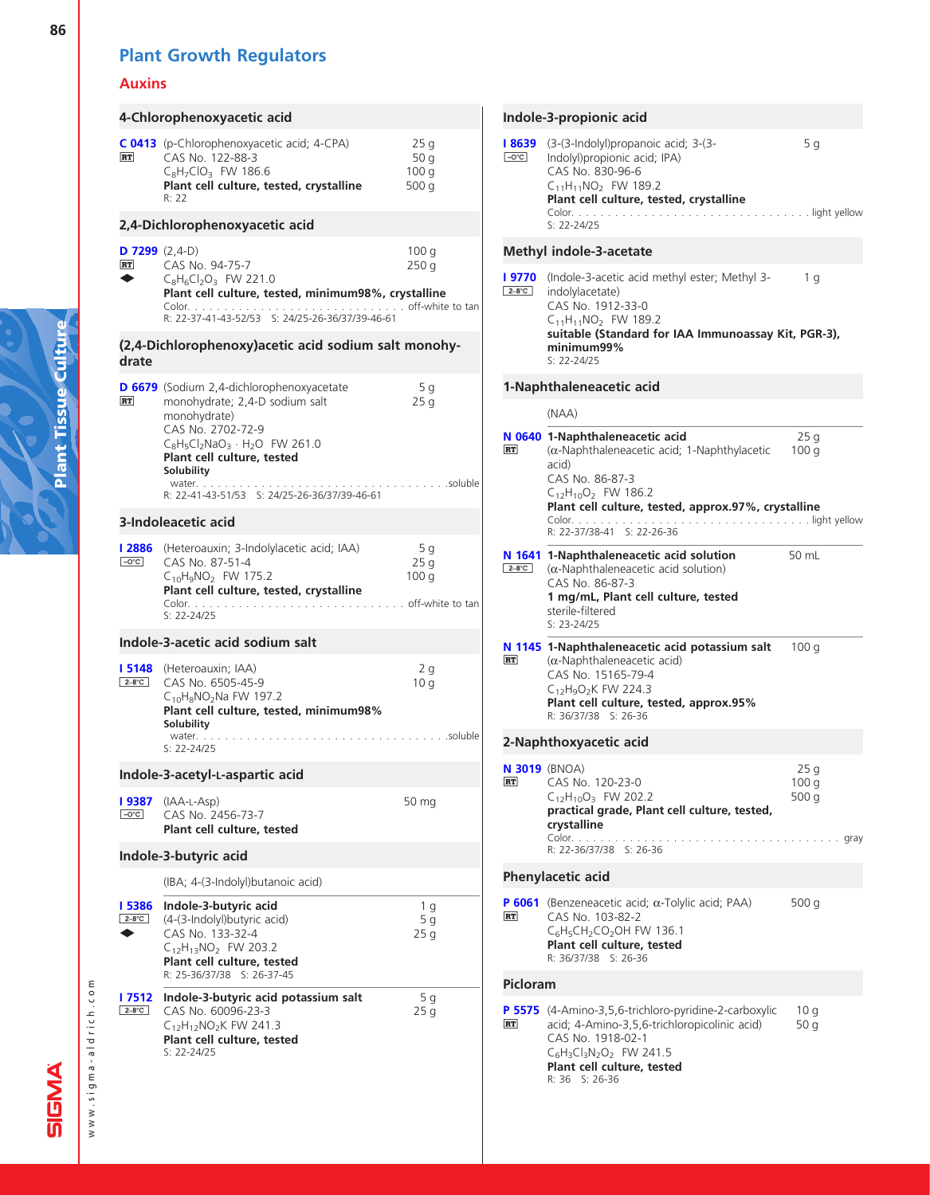# Plant Growth Regulators

## Auxins

### 4-Chlorophenoxyacetic acid

**C 0413** (p-Chlorophenoxyacetic acid; 4-CPA) — 25 g, 50 g, 100 g, 500 g
RT
CAS No. 122-88-3
$C_8H_7ClO_3$ FW 186.6
**Plant cell culture, tested, crystalline**
R: 22

### 2,4-Dichlorophenoxyacetic acid

**D 7299** (2,4-D) — 100 g, 250 g
RT
CAS No. 94-75-7
$C_8H_6Cl_2O_3$ FW 221.0
**Plant cell culture, tested, minimum98%, crystalline**
Color. . . . . . . . . . off-white to tan
R: 22-37-41-43-52/53 S: 24/25-26-36/37/39-46-61

### (2,4-Dichlorophenoxy)acetic acid sodium salt monohydrate

**D 6679** (Sodium 2,4-dichlorophenoxyacetate monohydrate; 2,4-D sodium salt monohydrate) — 5 g, 25 g
RT
CAS No. 2702-72-9
$C_8H_5Cl_2NaO_3 \cdot H_2O$ FW 261.0
**Plant cell culture, tested**
**Solubility**
water. . . . . . . . . . soluble
R: 22-41-43-51/53 S: 24/25-26-36/37/39-46-61

### 3-Indoleacetic acid

**I 2886** (Heteroauxin; 3-Indolylacetic acid; IAA) — 5 g, 25 g, 100 g
−0°C
CAS No. 87-51-4
$C_{10}H_9NO_2$ FW 175.2
**Plant cell culture, tested, crystalline**
Color. . . . . . . . . . off-white to tan
S: 22-24/25

### Indole-3-acetic acid sodium salt

**I 5148** (Heteroauxin; IAA) — 2 g, 10 g
2–8°C
CAS No. 6505-45-9
$C_{10}H_8NO_2Na$ FW 197.2
**Plant cell culture, tested, minimum98%**
**Solubility**
water. . . . . . . . . . soluble
S: 22-24/25

### Indole-3-acetyl-L-aspartic acid

**I 9387** (IAA-L-Asp) — 50 mg
−0°C
CAS No. 2456-73-7
**Plant cell culture, tested**

### Indole-3-butyric acid

(IBA; 4-(3-Indolyl)butanoic acid)

**I 5386** **Indole-3-butyric acid** — 1 g, 5 g, 25 g
2–8°C
(4-(3-Indolyl)butyric acid)
CAS No. 133-32-4
$C_{12}H_{13}NO_2$ FW 203.2
**Plant cell culture, tested**
R: 25-36/37/38 S: 26-37-45

**I 7512** **Indole-3-butyric acid potassium salt** — 5 g, 25 g
2–8°C
CAS No. 60096-23-3
$C_{12}H_{12}NO_2K$ FW 241.3
**Plant cell culture, tested**
S: 22-24/25

### Indole-3-propionic acid

**I 8639** (3-(3-Indolyl)propanoic acid; 3-(3-Indolyl)propionic acid; IPA) — 5 g
−0°C
CAS No. 830-96-6
$C_{11}H_{11}NO_2$ FW 189.2
**Plant cell culture, tested, crystalline**
Color. . . . . . . . . . light yellow
S: 22-24/25

### Methyl indole-3-acetate

**I 9770** (Indole-3-acetic acid methyl ester; Methyl 3-indolylacetate) — 1 g
2–8°C
CAS No. 1912-33-0
$C_{11}H_{11}NO_2$ FW 189.2
**suitable (Standard for IAA Immunoassay Kit, PGR-3), minimum99%**
S: 22-24/25

### 1-Naphthaleneacetic acid

(NAA)

**N 0640** **1-Naphthaleneacetic acid** — 25 g, 100 g
RT
(α-Naphthaleneacetic acid; 1-Naphthylacetic acid)
CAS No. 86-87-3
$C_{12}H_{10}O_2$ FW 186.2
**Plant cell culture, tested, approx.97%, crystalline**
Color. . . . . . . . . . light yellow
R: 22-37/38-41 S: 22-26-36

**N 1641** **1-Naphthaleneacetic acid solution** — 50 mL
2–8°C
(α-Naphthaleneacetic acid solution)
CAS No. 86-87-3
**1 mg/mL, Plant cell culture, tested**
sterile-filtered
S: 23-24/25

**N 1145** **1-Naphthaleneacetic acid potassium salt** — 100 g
RT
(α-Naphthaleneacetic acid)
CAS No. 15165-79-4
$C_{12}H_9O_2K$ FW 224.3
**Plant cell culture, tested, approx.95%**
R: 36/37/38 S: 26-36

### 2-Naphthoxyacetic acid

**N 3019** (BNOA) — 25 g, 100 g, 500 g
RT
CAS No. 120-23-0
$C_{12}H_{10}O_3$ FW 202.2
**practical grade, Plant cell culture, tested, crystalline**
Color. . . . . . . . . . gray
R: 22-36/37/38 S: 26-36

### Phenylacetic acid

**P 6061** (Benzeneacetic acid; α-Tolylic acid; PAA) — 500 g
RT
CAS No. 103-82-2
$C_6H_5CH_2CO_2OH$ FW 136.1
**Plant cell culture, tested**
R: 36/37/38 S: 26-36

### Picloram

**P 5575** (4-Amino-3,5,6-trichloro-pyridine-2-carboxylic acid; 4-Amino-3,5,6-trichloropicolinic acid) — 10 g, 50 g
RT
CAS No. 1918-02-1
$C_6H_3Cl_3N_2O_2$ FW 241.5
**Plant cell culture, tested**
R: 36 S: 26-36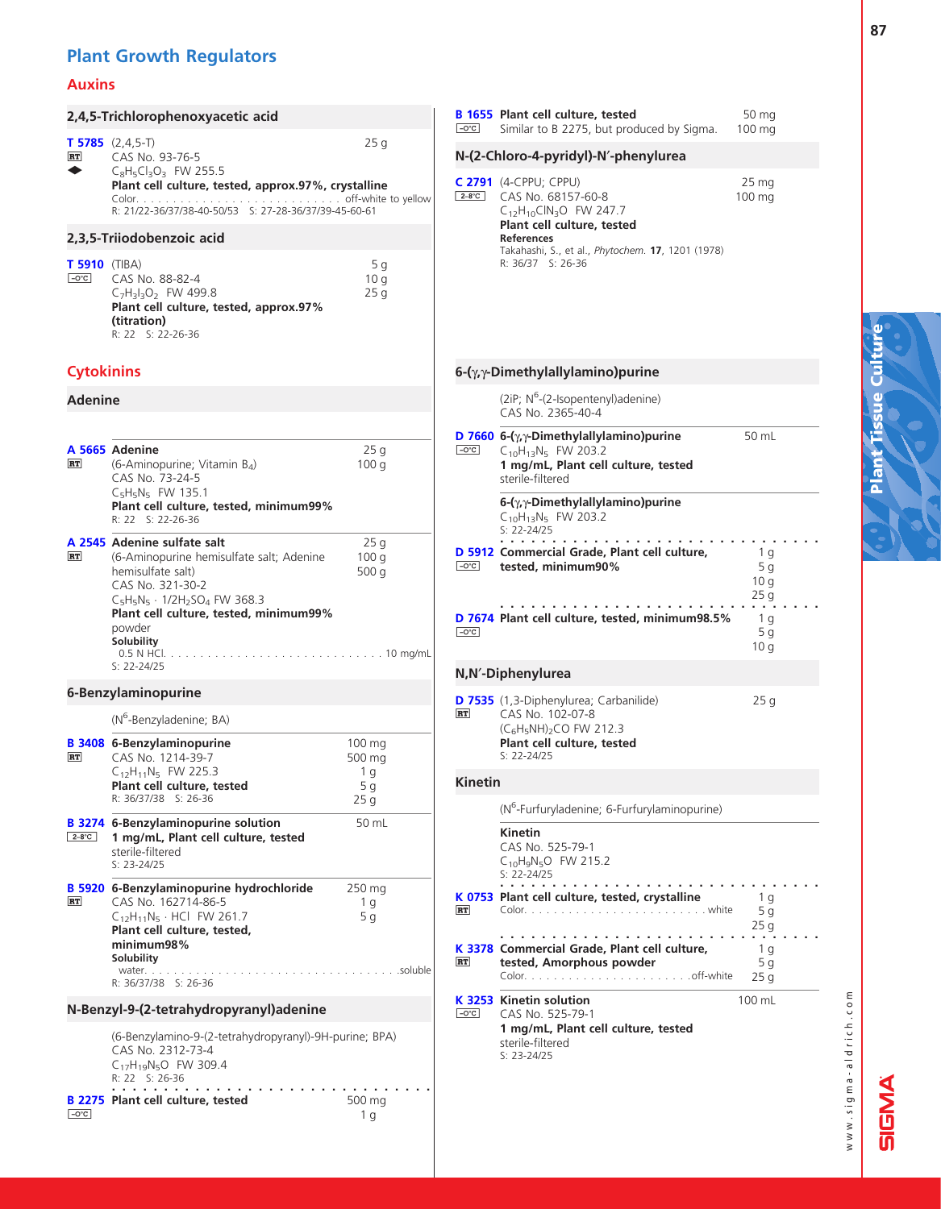# Plant Growth Regulators

## Auxins

### 2,4,5-Trichlorophenoxyacetic acid

**T 5785** (2,4,5-T) — 25 g
RT
CAS No. 93-76-5
$C_8H_5Cl_3O_3$ FW 255.5
**Plant cell culture, tested, approx.97%, crystalline**
Color. . . . . . . . . . . . . . . . . . . . . . . . . . off-white to yellow
R: 21/22-36/37/38-40-50/53 S: 27-28-36/37/39-45-60-61

### 2,3,5-Triiodobenzoic acid

**T 5910** (TIBA) — 5 g, 10 g, 25 g
−0°C
CAS No. 88-82-4
$C_7H_3I_3O_2$ FW 499.8
**Plant cell culture, tested, approx.97% (titration)**
R: 22 S: 22-26-36

## Cytokinins

### Adenine

**A 5665 Adenine** — 25 g, 100 g
RT
(6-Aminopurine; Vitamin $B_4$)
CAS No. 73-24-5
$C_5H_5N_5$ FW 135.1
**Plant cell culture, tested, minimum99%**
R: 22 S: 22-26-36

**A 2545 Adenine sulfate salt** — 25 g, 100 g, 500 g
RT
(6-Aminopurine hemisulfate salt; Adenine hemisulfate salt)
CAS No. 321-30-2
$C_5H_5N_5 \cdot 1/2H_2SO_4$ FW 368.3
**Plant cell culture, tested, minimum99%**
powder
**Solubility**
0.5 N HCl. . . . . . . . . . . . . . . . . . . . . . . . . . . . . . 10 mg/mL
S: 22-24/25

### 6-Benzylaminopurine

($N^6$-Benzyladenine; BA)

**B 3408 6-Benzylaminopurine** — 100 mg, 500 mg, 1 g, 5 g, 25 g
RT
CAS No. 1214-39-7
$C_{12}H_{11}N_5$ FW 225.3
**Plant cell culture, tested**
R: 36/37/38 S: 26-36

**B 3274 6-Benzylaminopurine solution** — 50 mL
2–8°C
**1 mg/mL, Plant cell culture, tested**
sterile-filtered
S: 23-24/25

**B 5920 6-Benzylaminopurine hydrochloride** — 250 mg, 1 g, 5 g
RT
CAS No. 162714-86-5
$C_{12}H_{11}N_5 \cdot HCl$ FW 261.7
**Plant cell culture, tested, minimum98%**
**Solubility**
water. . . . . . . . . . . . . . . . . . . . . . . . . . . . . . . . . . .soluble
R: 36/37/38 S: 26-36

### N-Benzyl-9-(2-tetrahydropyranyl)adenine

(6-Benzylamino-9-(2-tetrahydropyranyl)-9H-purine; BPA)
CAS No. 2312-73-4
$C_{17}H_{19}N_5O$ FW 309.4
R: 22 S: 26-36

**B 2275 Plant cell culture, tested** — 500 mg, 1 g
−0°C

**B 1655 Plant cell culture, tested** — 50 mg, 100 mg
−0°C
Similar to B 2275, but produced by Sigma.

### N-(2-Chloro-4-pyridyl)-N′-phenylurea

**C 2791** (4-CPPU; CPPU) — 25 mg, 100 mg
2–8°C
CAS No. 68157-60-8
$C_{12}H_{10}ClN_3O$ FW 247.7
**Plant cell culture, tested**
**References**
Takahashi, S., et al., *Phytochem.* **17**, 1201 (1978)
R: 36/37 S: 26-36

### 6-(γ,γ-Dimethylallylamino)purine

(2iP; $N^6$-(2-Isopentenyl)adenine)
CAS No. 2365-40-4

**D 7660 6-(γ,γ-Dimethylallylamino)purine** — 50 mL
−0°C
$C_{10}H_{13}N_5$ FW 203.2
**1 mg/mL, Plant cell culture, tested**
sterile-filtered

**6-(γ,γ-Dimethylallylamino)purine**
$C_{10}H_{13}N_5$ FW 203.2
S: 22-24/25

**D 5912 Commercial Grade, Plant cell culture, tested, minimum90%** — 1 g, 5 g, 10 g, 25 g
−0°C

**D 7674 Plant cell culture, tested, minimum98.5%** — 1 g, 5 g, 10 g
−0°C

### N,N′-Diphenylurea

**D 7535** (1,3-Diphenylurea; Carbanilide) — 25 g
RT
CAS No. 102-07-8
$(C_6H_5NH)_2CO$ FW 212.3
**Plant cell culture, tested**
S: 22-24/25

### Kinetin

($N^6$-Furfuryladenine; 6-Furfurylaminopurine)

**Kinetin**
CAS No. 525-79-1
$C_{10}H_9N_5O$ FW 215.2
S: 22-24/25

**K 0753 Plant cell culture, tested, crystalline** — 1 g, 5 g, 25 g
RT
Color. . . . . . . . . . . . . . . . . . . . . . . . . white

**K 3378 Commercial Grade, Plant cell culture, tested, Amorphous powder** — 1 g, 5 g, 25 g
RT
Color. . . . . . . . . . . . . . . . . . . . . .off-white

**K 3253 Kinetin solution** — 100 mL
−0°C
CAS No. 525-79-1
**1 mg/mL, Plant cell culture, tested**
sterile-filtered
S: 23-24/25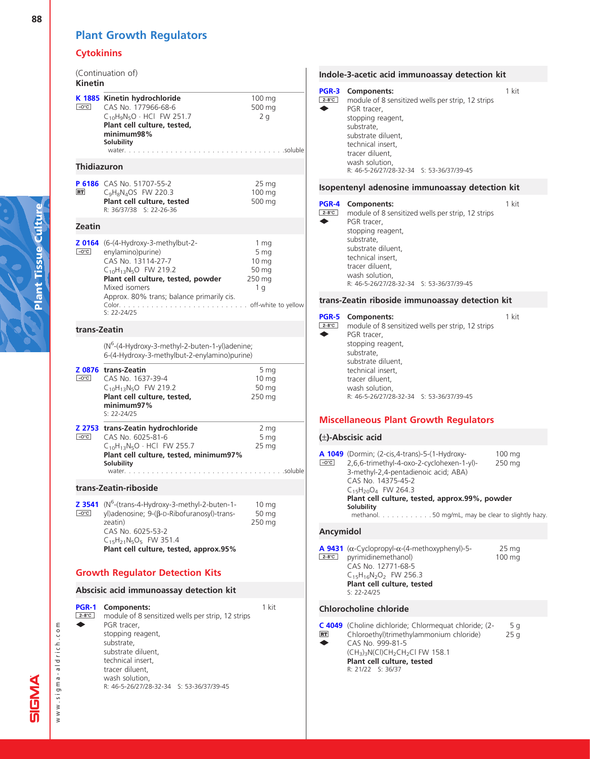# Plant Growth Regulators

## Cytokinins

(Continuation of)
### Kinetin

**K 1885** **Kinetin hydrochloride** — 100 mg, 500 mg, 2 g
−0°C
CAS No. 177966-68-6
$C_{10}H_9N_5O \cdot HCl$ FW 251.7
**Plant cell culture, tested, minimum98%**
**Solubility**
water. . . . . . . . . . . . . . . . . . . . . . . . . . . . . . . . . . .soluble

### Thidiazuron

**P 6186** CAS No. 51707-55-2 — 25 mg, 100 mg, 500 mg
RT
$C_9H_8N_4OS$ FW 220.3
**Plant cell culture, tested**
R: 36/37/38 S: 22-26-36

### Zeatin

**Z 0164** (6-(4-Hydroxy-3-methylbut-2-enylamino)purine) — 1 mg, 5 mg, 10 mg, 50 mg, 250 mg, 1 g
−0°C
CAS No. 13114-27-7
$C_{10}H_{13}N_5O$ FW 219.2
**Plant cell culture, tested, powder**
Mixed isomers
Approx. 80% trans; balance primarily cis.
Color. . . . . . . . . . . . . . . . . . . . . . . . . . . . off-white to yellow
S: 22-24/25

### trans-Zeatin

($N^6$-(4-Hydroxy-3-methyl-2-buten-1-yl)adenine; 6-(4-Hydroxy-3-methylbut-2-enylamino)purine)

**Z 0876** **trans-Zeatin** — 5 mg, 10 mg, 50 mg, 250 mg
−0°C
CAS No. 1637-39-4
$C_{10}H_{13}N_5O$ FW 219.2
**Plant cell culture, tested, minimum97%**
S: 22-24/25

**Z 2753** **trans-Zeatin hydrochloride** — 2 mg, 5 mg, 25 mg
−0°C
CAS No. 6025-81-6
$C_{10}H_{13}N_5O \cdot HCl$ FW 255.7
**Plant cell culture, tested, minimum97%**
**Solubility**
water. . . . . . . . . . . . . . . . . . . . . . . . . . . . . . . . . . .soluble

### trans-Zeatin-riboside

**Z 3541** ($N^6$-(trans-4-Hydroxy-3-methyl-2-buten-1-yl)adenosine; 9-(β-D-Ribofuranosyl)-trans-zeatin) — 10 mg, 50 mg, 250 mg
−0°C
CAS No. 6025-53-2
$C_{15}H_{21}N_5O_5$ FW 351.4
**Plant cell culture, tested, approx.95%**

## Growth Regulator Detection Kits

### Abscisic acid immunoassay detection kit

**PGR-1** **Components:** — 1 kit
2-8°C
module of 8 sensitized wells per strip, 12 strips
PGR tracer,
stopping reagent,
substrate,
substrate diluent,
technical insert,
tracer diluent,
wash solution,
R: 46-5-26/27/28-32-34 S: 53-36/37/39-45

### Indole-3-acetic acid immunoassay detection kit

**PGR-3** **Components:** — 1 kit
2-8°C
module of 8 sensitized wells per strip, 12 strips
PGR tracer,
stopping reagent,
substrate,
substrate diluent,
technical insert,
tracer diluent,
wash solution,
R: 46-5-26/27/28-32-34 S: 53-36/37/39-45

### Isopentenyl adenosine immunoassay detection kit

**PGR-4** **Components:** — 1 kit
2-8°C
module of 8 sensitized wells per strip, 12 strips
PGR tracer,
stopping reagent,
substrate,
substrate diluent,
technical insert,
tracer diluent,
wash solution,
R: 46-5-26/27/28-32-34 S: 53-36/37/39-45

### trans-Zeatin riboside immunoassay detection kit

**PGR-5** **Components:** — 1 kit
2-8°C
module of 8 sensitized wells per strip, 12 strips
PGR tracer,
stopping reagent,
substrate,
substrate diluent,
technical insert,
tracer diluent,
wash solution,
R: 46-5-26/27/28-32-34 S: 53-36/37/39-45

## Miscellaneous Plant Growth Regulators

### (±)-Abscisic acid

**A 1049** (Dormin; (2-cis,4-trans)-5-(1-Hydroxy-2,6,6-trimethyl-4-oxo-2-cyclohexen-1-yl)-3-methyl-2,4-pentadienoic acid; ABA) — 100 mg, 250 mg
−0°C
CAS No. 14375-45-2
$C_{15}H_{20}O_4$ FW 264.3
**Plant cell culture, tested, approx.99%, powder**
**Solubility**
methanol. . . . . . . . . . . .50 mg/mL, may be clear to slightly hazy.

### Ancymidol

**A 9431** (α-Cyclopropyl-α-(4-methoxyphenyl)-5-pyrimidinemethanol) — 25 mg, 100 mg
2-8°C
CAS No. 12771-68-5
$C_{15}H_{16}N_2O_2$ FW 256.3
**Plant cell culture, tested**
S: 22-24/25

### Chlorocholine chloride

**C 4049** (Choline dichloride; Chlormequat chloride; (2-Chloroethyl)trimethylammonium chloride) — 5 g, 25 g
RT
CAS No. 999-81-5
$(CH_3)_3N(Cl)CH_2CH_2Cl$ FW 158.1
**Plant cell culture, tested**
R: 21/22 S: 36/37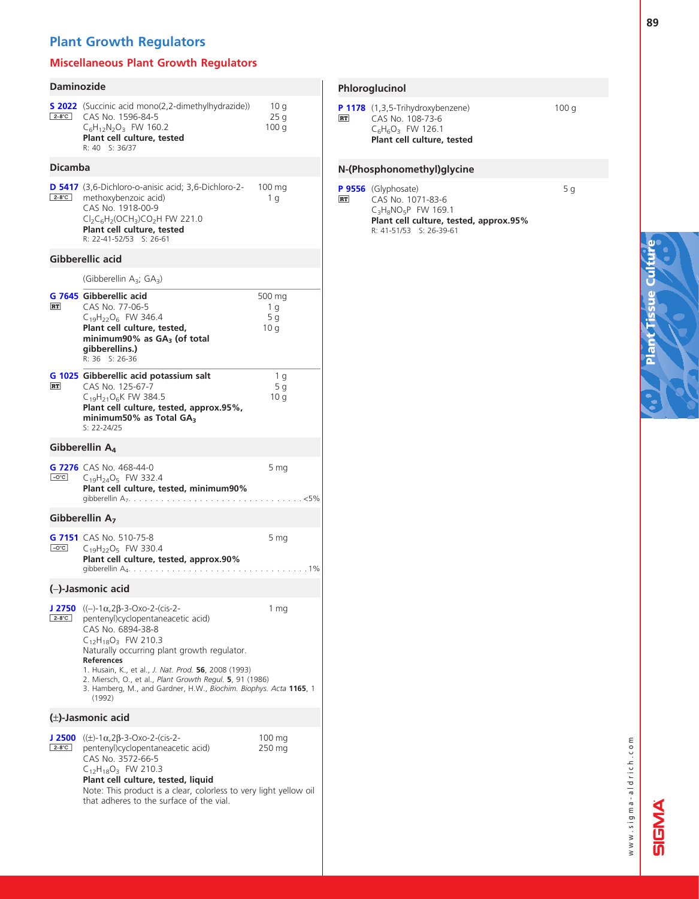# Plant Growth Regulators

## Miscellaneous Plant Growth Regulators

### Daminozide

**S 2022** (Succinic acid mono(2,2-dimethylhydrazide)) — 10 g, 25 g, 100 g
2–8°C
CAS No. 1596-84-5
$C_6H_{12}N_2O_3$ FW 160.2
**Plant cell culture, tested**
R: 40 S: 36/37

### Dicamba

**D 5417** (3,6-Dichloro-o-anisic acid; 3,6-Dichloro-2-methoxybenzoic acid) — 100 mg, 1 g
2–8°C
CAS No. 1918-00-9
$Cl_2C_6H_2(OCH_3)CO_2H$ FW 221.0
**Plant cell culture, tested**
R: 22-41-52/53 S: 26-61

### Gibberellic acid

(Gibberellin $A_3$; $GA_3$)

**G 7645 Gibberellic acid** — 500 mg, 1 g, 5 g, 10 g
RT
CAS No. 77-06-5
$C_{19}H_{22}O_6$ FW 346.4
**Plant cell culture, tested, minimum90% as $GA_3$ (of total gibberellins.)**
R: 36 S: 26-36

**G 1025 Gibberellic acid potassium salt** — 1 g, 5 g, 10 g
RT
CAS No. 125-67-7
$C_{19}H_{21}O_6K$ FW 384.5
**Plant cell culture, tested, approx.95%, minimum50% as Total $GA_3$**
S: 22-24/25

### Gibberellin $A_4$

**G 7276** CAS No. 468-44-0 — 5 mg
–0°C
$C_{19}H_{24}O_5$ FW 332.4
**Plant cell culture, tested, minimum90%**
gibberellin $A_7$ . . . . . <5%

### Gibberellin $A_7$

**G 7151** CAS No. 510-75-8 — 5 mg
–0°C
$C_{19}H_{22}O_5$ FW 330.4
**Plant cell culture, tested, approx.90%**
gibberellin $A_4$ . . . . . 1%

### (–)-Jasmonic acid

**J 2750** ((–)-1α,2β-3-Oxo-2-(cis-2-pentenyl)cyclopentaneacetic acid) — 1 mg
2–8°C
CAS No. 6894-38-8
$C_{12}H_{18}O_3$ FW 210.3
Naturally occurring plant growth regulator.

**References**

1. Husain, K., et al., *J. Nat. Prod.* **56**, 2008 (1993)
2. Miersch, O., et al., *Plant Growth Regul.* **5**, 91 (1986)
3. Hamberg, M., and Gardner, H.W., *Biochim. Biophys. Acta* **1165**, 1 (1992)

### (±)-Jasmonic acid

**J 2500** ((±)-1α,2β-3-Oxo-2-(cis-2-pentenyl)cyclopentaneacetic acid) — 100 mg, 250 mg
2–8°C
CAS No. 3572-66-5
$C_{12}H_{18}O_3$ FW 210.3
**Plant cell culture, tested, liquid**
Note: This product is a clear, colorless to very light yellow oil that adheres to the surface of the vial.

### Phloroglucinol

**P 1178** (1,3,5-Trihydroxybenzene) — 100 g
RT
CAS No. 108-73-6
$C_6H_6O_3$ FW 126.1
**Plant cell culture, tested**

### N-(Phosphonomethyl)glycine

**P 9556** (Glyphosate) — 5 g
RT
CAS No. 1071-83-6
$C_3H_8NO_5P$ FW 169.1
**Plant cell culture, tested, approx.95%**
R: 41-51/53 S: 26-39-61